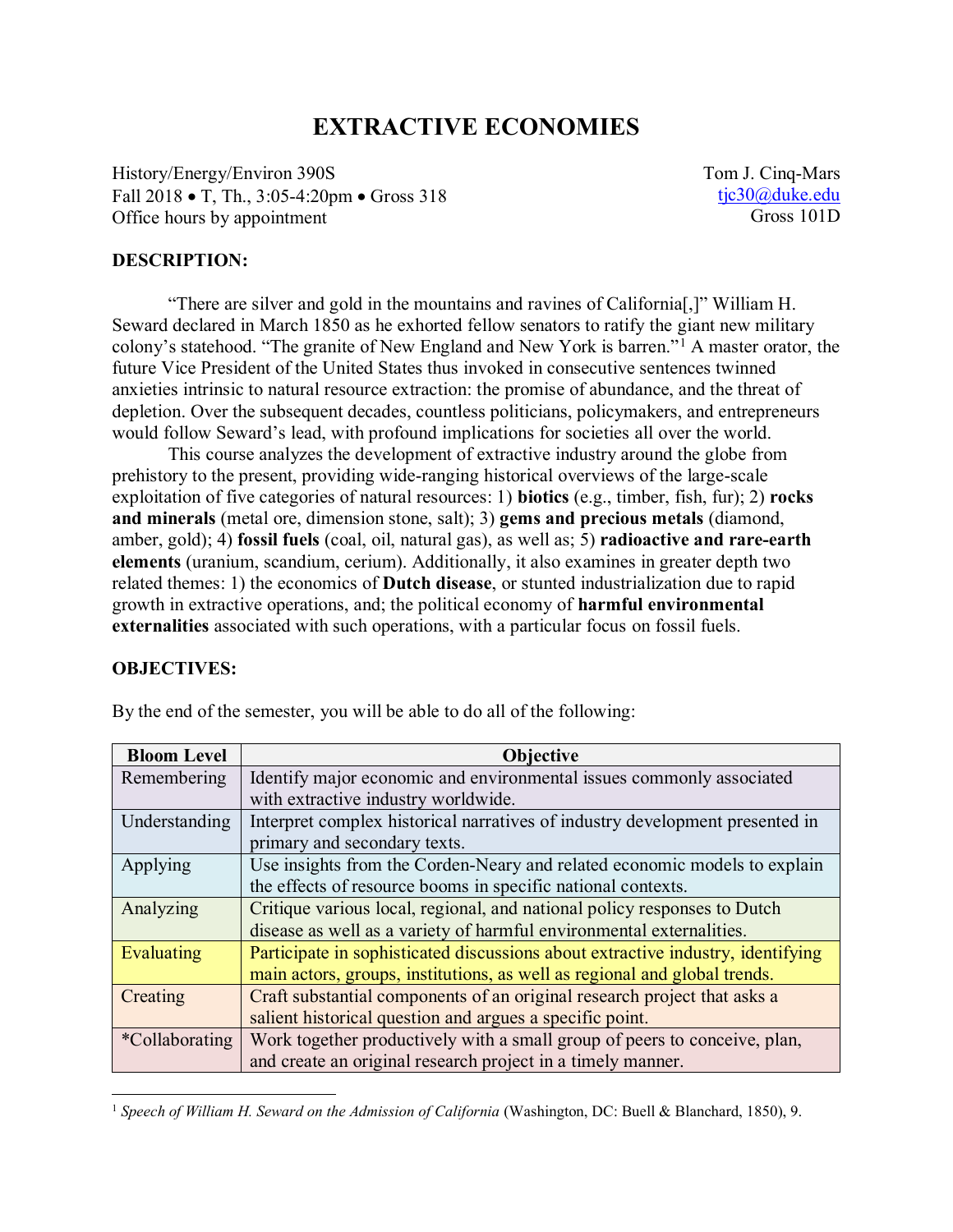# EXTRACTIVE ECONOMIES

History/Energy/Environ 390S
Fall 2018 • T, Th., 3:05-4:20pm • Gross 318
Office hours by appointment

Tom J. Cinq-Mars
tjc30@duke.edu
Gross 101D

**DESCRIPTION:**

"There are silver and gold in the mountains and ravines of California[,]" William H. Seward declared in March 1850 as he exhorted fellow senators to ratify the giant new military colony's statehood. "The granite of New England and New York is barren."[1] A master orator, the future Vice President of the United States thus invoked in consecutive sentences twinned anxieties intrinsic to natural resource extraction: the promise of abundance, and the threat of depletion. Over the subsequent decades, countless politicians, policymakers, and entrepreneurs would follow Seward's lead, with profound implications for societies all over the world.

This course analyzes the development of extractive industry around the globe from prehistory to the present, providing wide-ranging historical overviews of the large-scale exploitation of five categories of natural resources: 1) **biotics** (e.g., timber, fish, fur); 2) **rocks and minerals** (metal ore, dimension stone, salt); 3) **gems and precious metals** (diamond, amber, gold); 4) **fossil fuels** (coal, oil, natural gas), as well as; 5) **radioactive and rare-earth elements** (uranium, scandium, cerium). Additionally, it also examines in greater depth two related themes: 1) the economics of **Dutch disease**, or stunted industrialization due to rapid growth in extractive operations, and; the political economy of **harmful environmental externalities** associated with such operations, with a particular focus on fossil fuels.

**OBJECTIVES:**

By the end of the semester, you will be able to do all of the following:

| Bloom Level | Objective |
|---|---|
| Remembering | Identify major economic and environmental issues commonly associated with extractive industry worldwide. |
| Understanding | Interpret complex historical narratives of industry development presented in primary and secondary texts. |
| Applying | Use insights from the Corden-Neary and related economic models to explain the effects of resource booms in specific national contexts. |
| Analyzing | Critique various local, regional, and national policy responses to Dutch disease as well as a variety of harmful environmental externalities. |
| Evaluating | Participate in sophisticated discussions about extractive industry, identifying main actors, groups, institutions, as well as regional and global trends. |
| Creating | Craft substantial components of an original research project that asks a salient historical question and argues a specific point. |
| *Collaborating | Work together productively with a small group of peers to conceive, plan, and create an original research project in a timely manner. |

[1] *Speech of William H. Seward on the Admission of California* (Washington, DC: Buell & Blanchard, 1850), 9.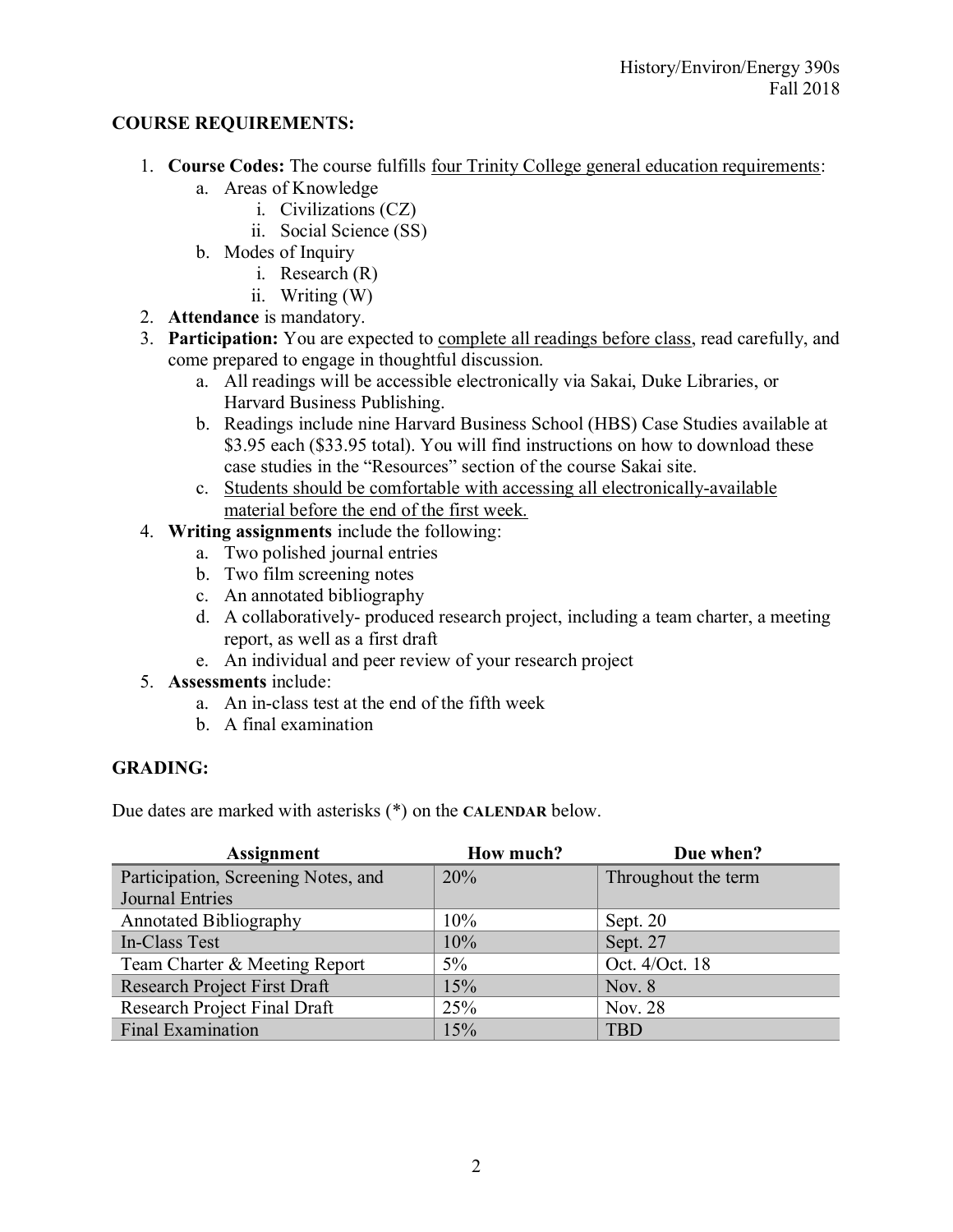**COURSE REQUIREMENTS:**

1. **Course Codes:** The course fulfills four Trinity College general education requirements:
   a. Areas of Knowledge
      i. Civilizations (CZ)
      ii. Social Science (SS)
   b. Modes of Inquiry
      i. Research (R)
      ii. Writing (W)
2. **Attendance** is mandatory.
3. **Participation:** You are expected to complete all readings before class, read carefully, and come prepared to engage in thoughtful discussion.
   a. All readings will be accessible electronically via Sakai, Duke Libraries, or Harvard Business Publishing.
   b. Readings include nine Harvard Business School (HBS) Case Studies available at $3.95 each ($33.95 total). You will find instructions on how to download these case studies in the "Resources" section of the course Sakai site.
   c. Students should be comfortable with accessing all electronically-available material before the end of the first week.
4. **Writing assignments** include the following:
   a. Two polished journal entries
   b. Two film screening notes
   c. An annotated bibliography
   d. A collaboratively- produced research project, including a team charter, a meeting report, as well as a first draft
   e. An individual and peer review of your research project
5. **Assessments** include:
   a. An in-class test at the end of the fifth week
   b. A final examination

**GRADING:**

Due dates are marked with asterisks (*) on the **CALENDAR** below.

| Assignment | How much? | Due when? |
| --- | --- | --- |
| Participation, Screening Notes, and Journal Entries | 20% | Throughout the term |
| Annotated Bibliography | 10% | Sept. 20 |
| In-Class Test | 10% | Sept. 27 |
| Team Charter & Meeting Report | 5% | Oct. 4/Oct. 18 |
| Research Project First Draft | 15% | Nov. 8 |
| Research Project Final Draft | 25% | Nov. 28 |
| Final Examination | 15% | TBD |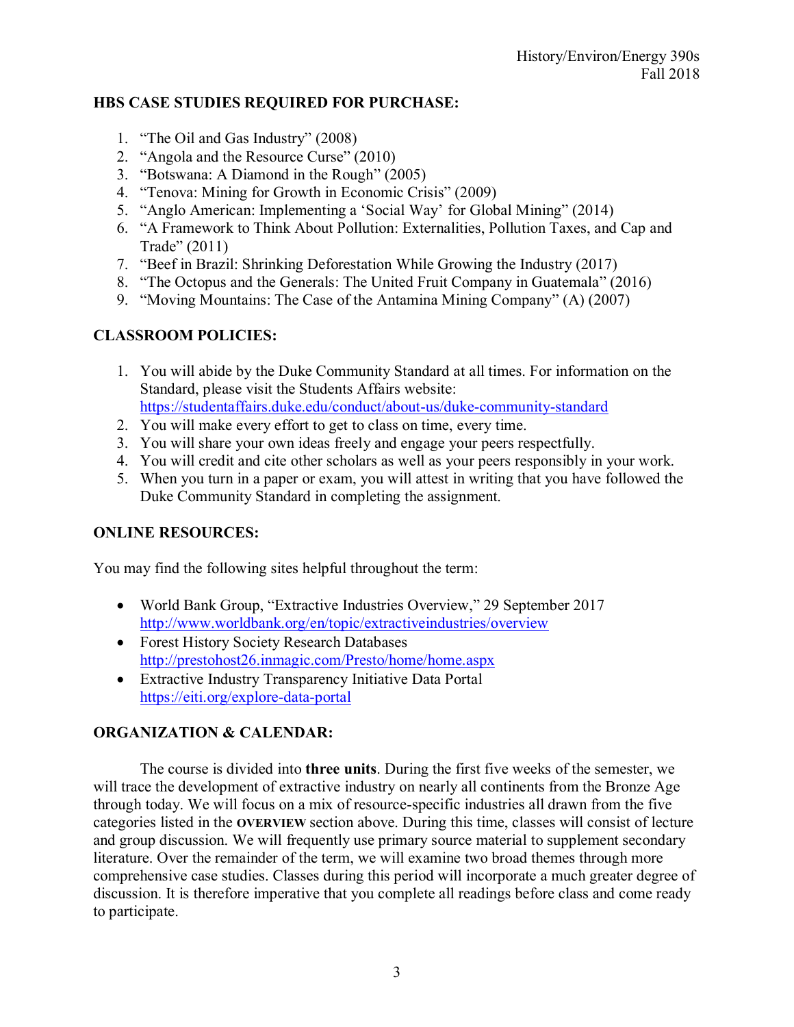## HBS CASE STUDIES REQUIRED FOR PURCHASE:

1. "The Oil and Gas Industry" (2008)
2. "Angola and the Resource Curse" (2010)
3. "Botswana: A Diamond in the Rough" (2005)
4. "Tenova: Mining for Growth in Economic Crisis" (2009)
5. "Anglo American: Implementing a 'Social Way' for Global Mining" (2014)
6. "A Framework to Think About Pollution: Externalities, Pollution Taxes, and Cap and Trade" (2011)
7. "Beef in Brazil: Shrinking Deforestation While Growing the Industry (2017)
8. "The Octopus and the Generals: The United Fruit Company in Guatemala" (2016)
9. "Moving Mountains: The Case of the Antamina Mining Company" (A) (2007)

## CLASSROOM POLICIES:

1. You will abide by the Duke Community Standard at all times. For information on the Standard, please visit the Students Affairs website: https://studentaffairs.duke.edu/conduct/about-us/duke-community-standard
2. You will make every effort to get to class on time, every time.
3. You will share your own ideas freely and engage your peers respectfully.
4. You will credit and cite other scholars as well as your peers responsibly in your work.
5. When you turn in a paper or exam, you will attest in writing that you have followed the Duke Community Standard in completing the assignment.

## ONLINE RESOURCES:

You may find the following sites helpful throughout the term:

- World Bank Group, "Extractive Industries Overview," 29 September 2017 http://www.worldbank.org/en/topic/extractiveindustries/overview
- Forest History Society Research Databases http://prestohost26.inmagic.com/Presto/home/home.aspx
- Extractive Industry Transparency Initiative Data Portal https://eiti.org/explore-data-portal

## ORGANIZATION & CALENDAR:

The course is divided into **three units**. During the first five weeks of the semester, we will trace the development of extractive industry on nearly all continents from the Bronze Age through today. We will focus on a mix of resource-specific industries all drawn from the five categories listed in the **OVERVIEW** section above. During this time, classes will consist of lecture and group discussion. We will frequently use primary source material to supplement secondary literature. Over the remainder of the term, we will examine two broad themes through more comprehensive case studies. Classes during this period will incorporate a much greater degree of discussion. It is therefore imperative that you complete all readings before class and come ready to participate.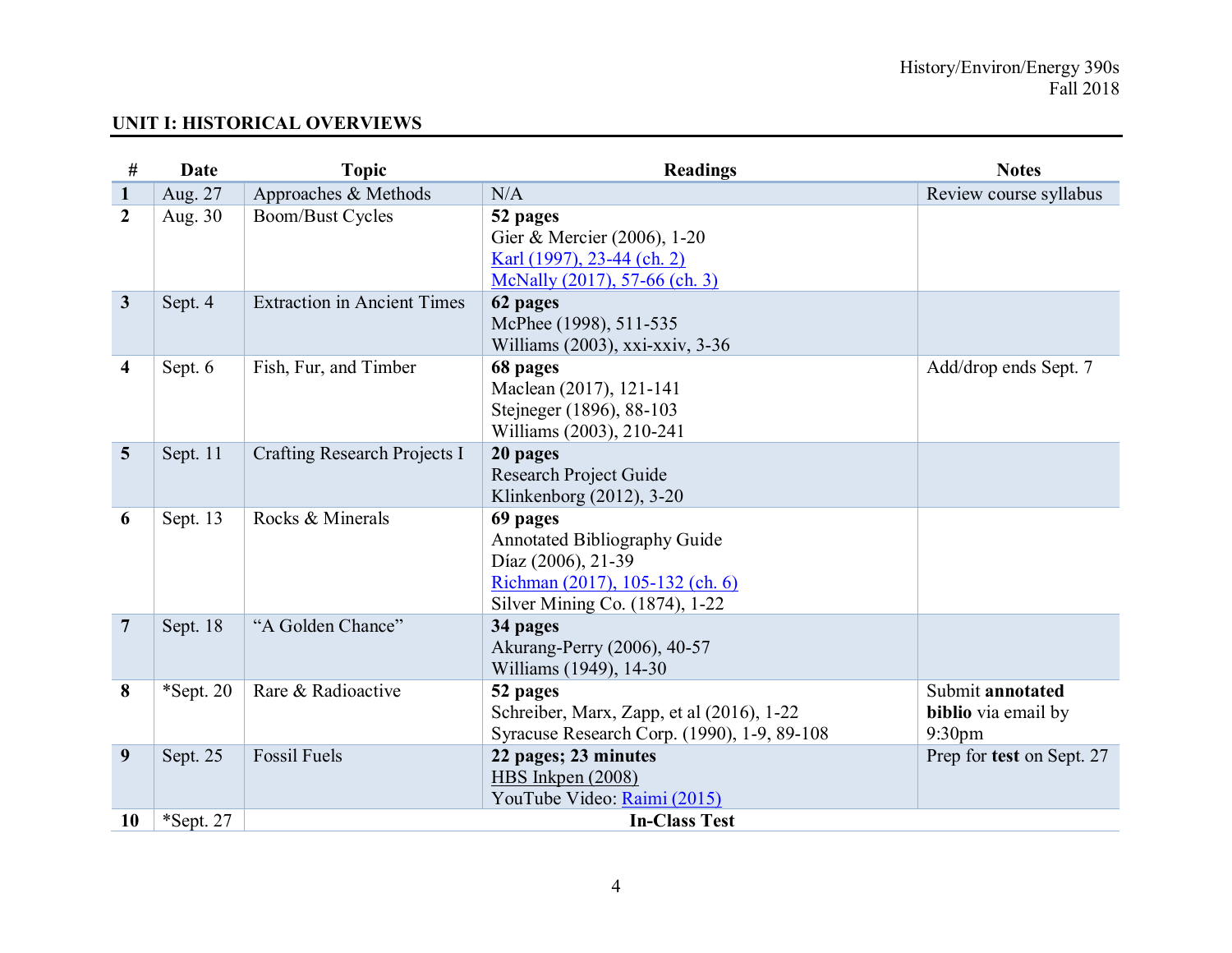## UNIT I: HISTORICAL OVERVIEWS

| # | Date | Topic | Readings | Notes |
|---|---|---|---|---|
| **1** | Aug. 27 | Approaches & Methods | N/A | Review course syllabus |
| **2** | Aug. 30 | Boom/Bust Cycles | **52 pages**<br>Gier & Mercier (2006), 1-20<br>Karl (1997), 23-44 (ch. 2)<br>McNally (2017), 57-66 (ch. 3) | |
| **3** | Sept. 4 | Extraction in Ancient Times | **62 pages**<br>McPhee (1998), 511-535<br>Williams (2003), xxi-xxiv, 3-36 | |
| **4** | Sept. 6 | Fish, Fur, and Timber | **68 pages**<br>Maclean (2017), 121-141<br>Stejneger (1896), 88-103<br>Williams (2003), 210-241 | Add/drop ends Sept. 7 |
| **5** | Sept. 11 | Crafting Research Projects I | **20 pages**<br>Research Project Guide<br>Klinkenborg (2012), 3-20 | |
| **6** | Sept. 13 | Rocks & Minerals | **69 pages**<br>Annotated Bibliography Guide<br>Díaz (2006), 21-39<br>Richman (2017), 105-132 (ch. 6)<br>Silver Mining Co. (1874), 1-22 | |
| **7** | Sept. 18 | "A Golden Chance" | **34 pages**<br>Akurang-Perry (2006), 40-57<br>Williams (1949), 14-30 | |
| **8** | *Sept. 20 | Rare & Radioactive | **52 pages**<br>Schreiber, Marx, Zapp, et al (2016), 1-22<br>Syracuse Research Corp. (1990), 1-9, 89-108 | Submit **annotated biblio** via email by 9:30pm |
| **9** | Sept. 25 | Fossil Fuels | **22 pages; 23 minutes**<br>HBS Inkpen (2008)<br>YouTube Video: Raimi (2015) | Prep for **test** on Sept. 27 |
| **10** | *Sept. 27 | | **In-Class Test** | |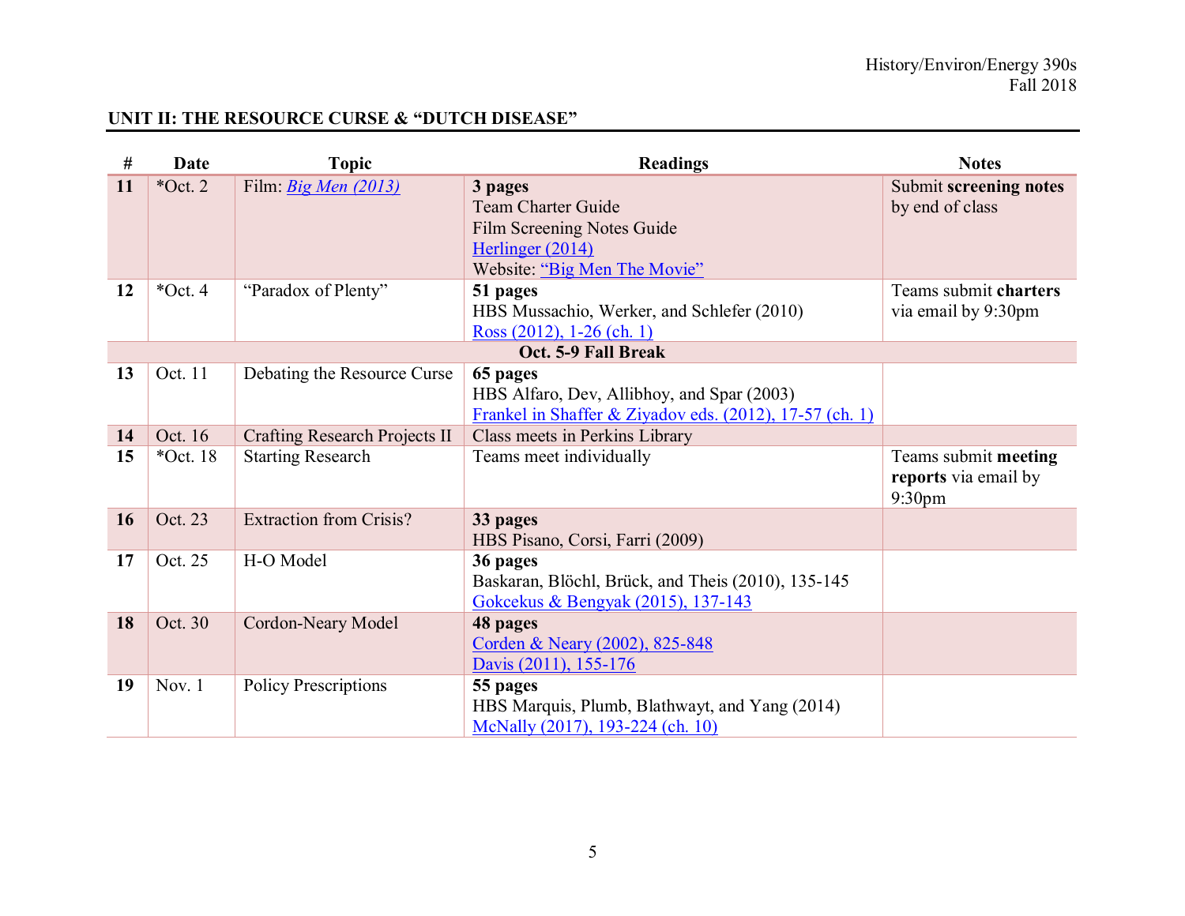## UNIT II: THE RESOURCE CURSE & "DUTCH DISEASE"

| # | Date | Topic | Readings | Notes |
|---|---|---|---|---|
| **11** | *Oct. 2 | Film: *Big Men (2013)* | **3 pages**<br>Team Charter Guide<br>Film Screening Notes Guide<br>Herlinger (2014)<br>Website: "Big Men The Movie" | Submit **screening notes** by end of class |
| **12** | *Oct. 4 | "Paradox of Plenty" | **51 pages**<br>HBS Mussachio, Werker, and Schlefer (2010)<br>Ross (2012), 1-26 (ch. 1) | Teams submit **charters** via email by 9:30pm |
| | | | **Oct. 5-9 Fall Break** | |
| **13** | Oct. 11 | Debating the Resource Curse | **65 pages**<br>HBS Alfaro, Dev, Allibhoy, and Spar (2003)<br>Frankel in Shaffer & Ziyadov eds. (2012), 17-57 (ch. 1) | |
| **14** | Oct. 16 | Crafting Research Projects II | Class meets in Perkins Library | |
| **15** | *Oct. 18 | Starting Research | Teams meet individually | Teams submit **meeting reports** via email by 9:30pm |
| **16** | Oct. 23 | Extraction from Crisis? | **33 pages**<br>HBS Pisano, Corsi, Farri (2009) | |
| **17** | Oct. 25 | H-O Model | **36 pages**<br>Baskaran, Blöchl, Brück, and Theis (2010), 135-145<br>Gokcekus & Bengyak (2015), 137-143 | |
| **18** | Oct. 30 | Cordon-Neary Model | **48 pages**<br>Corden & Neary (2002), 825-848<br>Davis (2011), 155-176 | |
| **19** | Nov. 1 | Policy Prescriptions | **55 pages**<br>HBS Marquis, Plumb, Blathwayt, and Yang (2014)<br>McNally (2017), 193-224 (ch. 10) | |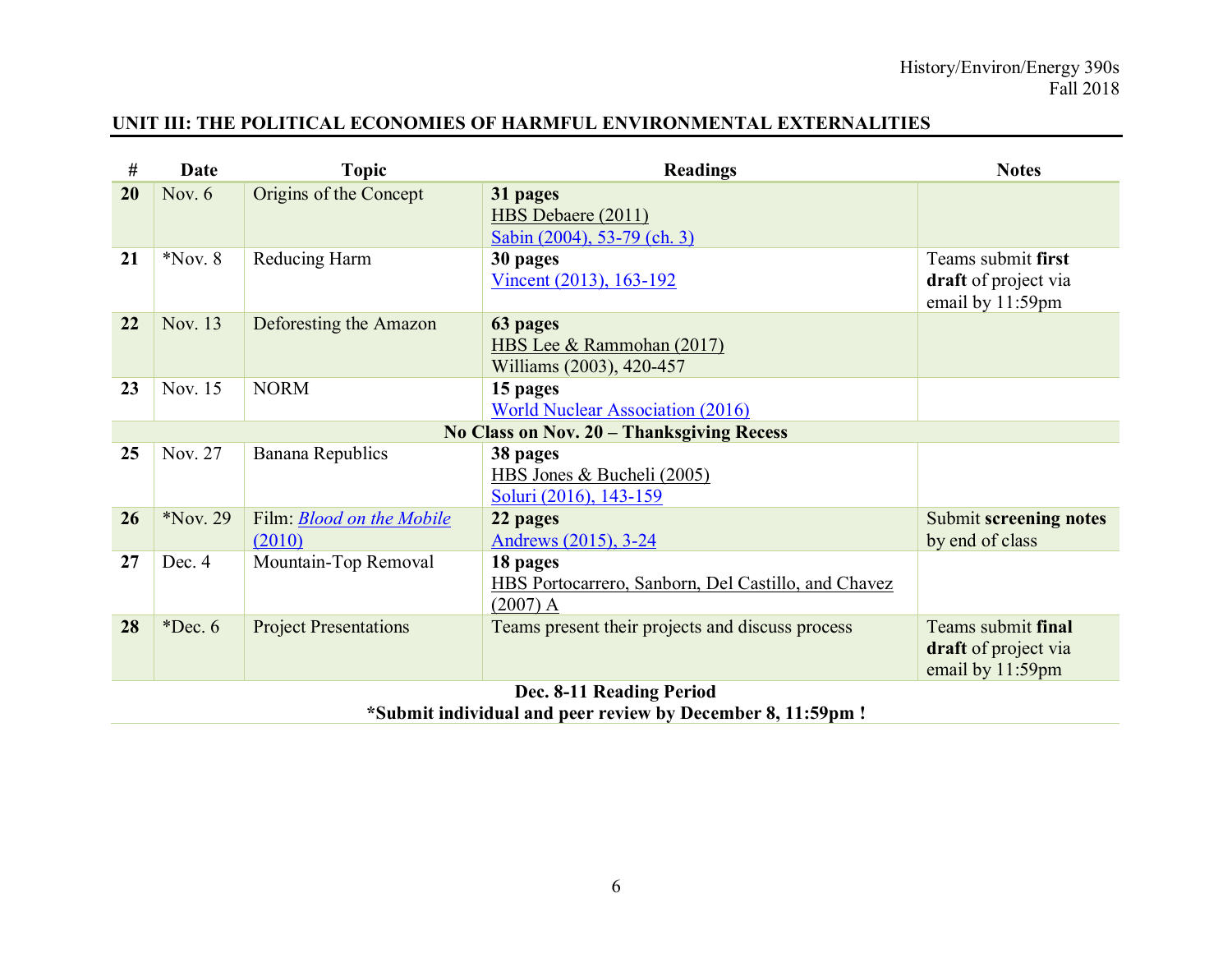## UNIT III: THE POLITICAL ECONOMIES OF HARMFUL ENVIRONMENTAL EXTERNALITIES

| # | Date | Topic | Readings | Notes |
|---|---|---|---|---|
| **20** | Nov. 6 | Origins of the Concept | **31 pages**<br>HBS Debaere (2011)<br>Sabin (2004), 53-79 (ch. 3) | |
| **21** | *Nov. 8 | Reducing Harm | **30 pages**<br>Vincent (2013), 163-192 | Teams submit **first draft** of project via email by 11:59pm |
| **22** | Nov. 13 | Deforesting the Amazon | **63 pages**<br>HBS Lee & Rammohan (2017)<br>Williams (2003), 420-457 | |
| **23** | Nov. 15 | NORM | **15 pages**<br>World Nuclear Association (2016) | |
| | | **No Class on Nov. 20 – Thanksgiving Recess** | | |
| **25** | Nov. 27 | Banana Republics | **38 pages**<br>HBS Jones & Bucheli (2005)<br>Soluri (2016), 143-159 | |
| **26** | *Nov. 29 | Film: *Blood on the Mobile (2010)* | **22 pages**<br>Andrews (2015), 3-24 | Submit **screening notes** by end of class |
| **27** | Dec. 4 | Mountain-Top Removal | **18 pages**<br>HBS Portocarrero, Sanborn, Del Castillo, and Chavez (2007) A | |
| **28** | *Dec. 6 | Project Presentations | Teams present their projects and discuss process | Teams submit **final draft** of project via email by 11:59pm |

**Dec. 8-11 Reading Period**

***Submit individual and peer review by December 8, 11:59pm !**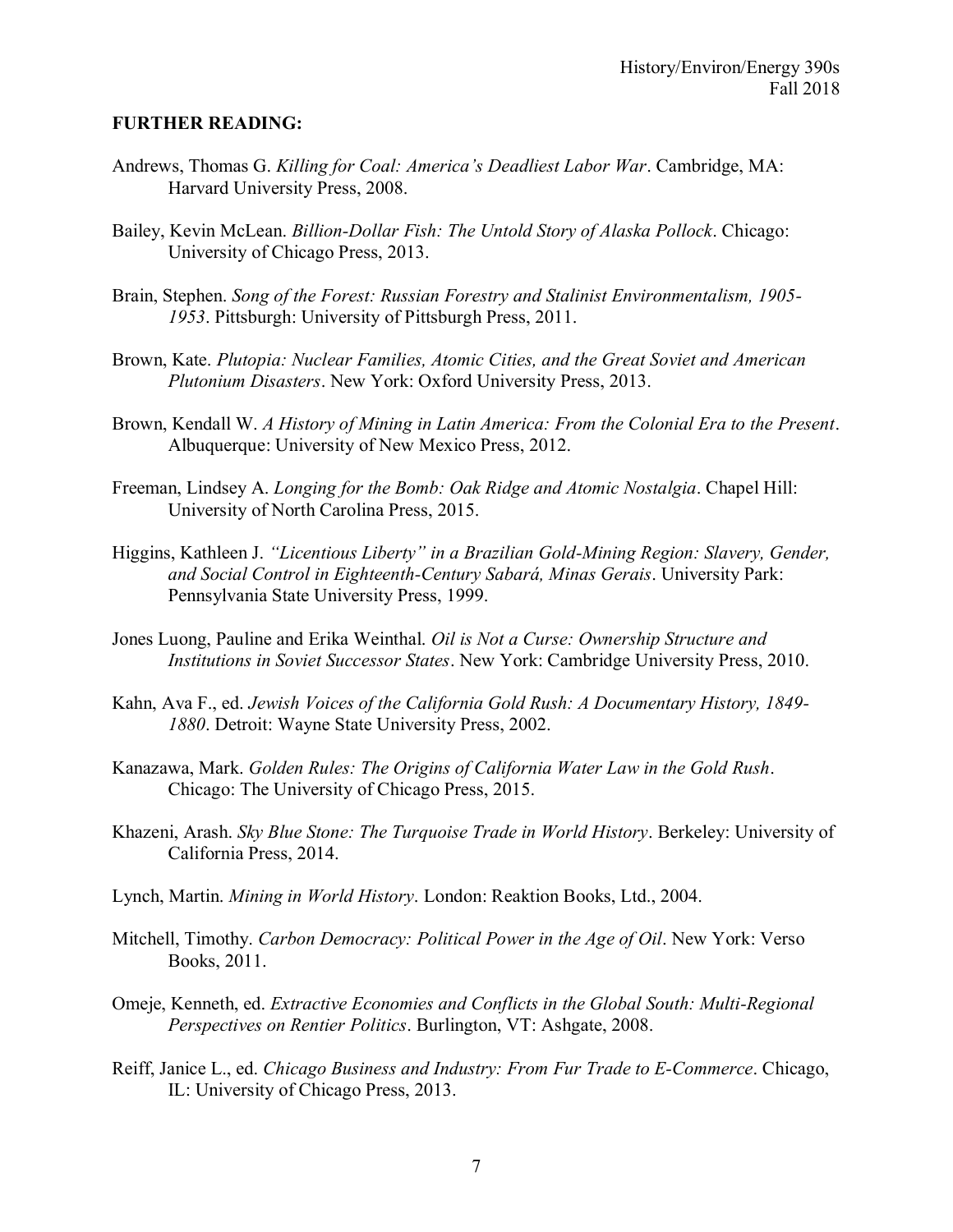**FURTHER READING:**

Andrews, Thomas G. *Killing for Coal: America's Deadliest Labor War*. Cambridge, MA: Harvard University Press, 2008.

Bailey, Kevin McLean. *Billion-Dollar Fish: The Untold Story of Alaska Pollock*. Chicago: University of Chicago Press, 2013.

Brain, Stephen. *Song of the Forest: Russian Forestry and Stalinist Environmentalism, 1905-1953*. Pittsburgh: University of Pittsburgh Press, 2011.

Brown, Kate. *Plutopia: Nuclear Families, Atomic Cities, and the Great Soviet and American Plutonium Disasters*. New York: Oxford University Press, 2013.

Brown, Kendall W. *A History of Mining in Latin America: From the Colonial Era to the Present*. Albuquerque: University of New Mexico Press, 2012.

Freeman, Lindsey A. *Longing for the Bomb: Oak Ridge and Atomic Nostalgia*. Chapel Hill: University of North Carolina Press, 2015.

Higgins, Kathleen J. *"Licentious Liberty" in a Brazilian Gold-Mining Region: Slavery, Gender, and Social Control in Eighteenth-Century Sabará, Minas Gerais*. University Park: Pennsylvania State University Press, 1999.

Jones Luong, Pauline and Erika Weinthal. *Oil is Not a Curse: Ownership Structure and Institutions in Soviet Successor States*. New York: Cambridge University Press, 2010.

Kahn, Ava F., ed. *Jewish Voices of the California Gold Rush: A Documentary History, 1849-1880*. Detroit: Wayne State University Press, 2002.

Kanazawa, Mark. *Golden Rules: The Origins of California Water Law in the Gold Rush*. Chicago: The University of Chicago Press, 2015.

Khazeni, Arash. *Sky Blue Stone: The Turquoise Trade in World History*. Berkeley: University of California Press, 2014.

Lynch, Martin. *Mining in World History*. London: Reaktion Books, Ltd., 2004.

Mitchell, Timothy. *Carbon Democracy: Political Power in the Age of Oil*. New York: Verso Books, 2011.

Omeje, Kenneth, ed. *Extractive Economies and Conflicts in the Global South: Multi-Regional Perspectives on Rentier Politics*. Burlington, VT: Ashgate, 2008.

Reiff, Janice L., ed. *Chicago Business and Industry: From Fur Trade to E-Commerce*. Chicago, IL: University of Chicago Press, 2013.